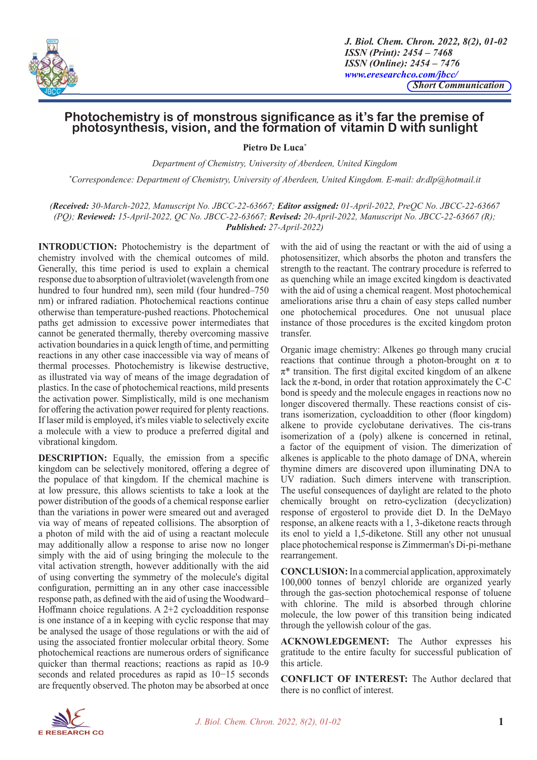# Photochemistry is of monstrous significance as it's far the premise of photosynthesis, vision, and the formation of vitamin D with sunlight

**Pietro De Luca***

*Department of Chemistry, University of Aberdeen, United Kingdom*

*Correspondence: Department of Chemistry, University of Aberdeen, United Kingdom. E-mail: dr.dlp@hotmail.it*

*(**Received:** 30-March-2022, Manuscript No. JBCC-22-63667; **Editor assigned:** 01-April-2022, PreQC No. JBCC-22-63667 (PQ); **Reviewed:** 15-April-2022, QC No. JBCC-22-63667; **Revised:** 20-April-2022, Manuscript No. JBCC-22-63667 (R); **Published:** 27-April-2022)*

**INTRODUCTION:** Photochemistry is the department of chemistry involved with the chemical outcomes of mild. Generally, this time period is used to explain a chemical response due to absorption of ultraviolet (wavelength from one hundred to four hundred nm), seen mild (four hundred–750 nm) or infrared radiation. Photochemical reactions continue otherwise than temperature-pushed reactions. Photochemical paths get admission to excessive power intermediates that cannot be generated thermally, thereby overcoming massive activation boundaries in a quick length of time, and permitting reactions in any other case inaccessible via way of means of thermal processes. Photochemistry is likewise destructive, as illustrated via way of means of the image degradation of plastics. In the case of photochemical reactions, mild presents the activation power. Simplistically, mild is one mechanism for offering the activation power required for plenty reactions. If laser mild is employed, it's miles viable to selectively excite a molecule with a view to produce a preferred digital and vibrational kingdom.

**DESCRIPTION:** Equally, the emission from a specific kingdom can be selectively monitored, offering a degree of the populace of that kingdom. If the chemical machine is at low pressure, this allows scientists to take a look at the power distribution of the goods of a chemical response earlier than the variations in power were smeared out and averaged via way of means of repeated collisions. The absorption of a photon of mild with the aid of using a reactant molecule may additionally allow a response to arise now no longer simply with the aid of using bringing the molecule to the vital activation strength, however additionally with the aid of using converting the symmetry of the molecule's digital configuration, permitting an in any other case inaccessible response path, as defined with the aid of using the Woodward–Hoffmann choice regulations. A 2+2 cycloaddition response is one instance of a in keeping with cyclic response that may be analysed the usage of those regulations or with the aid of using the associated frontier molecular orbital theory. Some photochemical reactions are numerous orders of significance quicker than thermal reactions; reactions as rapid as 10-9 seconds and related procedures as rapid as 10−15 seconds are frequently observed. The photon may be absorbed at once with the aid of using the reactant or with the aid of using a photosensitizer, which absorbs the photon and transfers the strength to the reactant. The contrary procedure is referred to as quenching while an image excited kingdom is deactivated with the aid of using a chemical reagent. Most photochemical ameliorations arise thru a chain of easy steps called number one photochemical procedures. One not unusual place instance of those procedures is the excited kingdom proton transfer.

Organic image chemistry: Alkenes go through many crucial reactions that continue through a photon-brought on π to π* transition. The first digital excited kingdom of an alkene lack the π-bond, in order that rotation approximately the C-C bond is speedy and the molecule engages in reactions now no longer discovered thermally. These reactions consist of cis-trans isomerization, cycloaddition to other (floor kingdom) alkene to provide cyclobutane derivatives. The cis-trans isomerization of a (poly) alkene is concerned in retinal, a factor of the equipment of vision. The dimerization of alkenes is applicable to the photo damage of DNA, wherein thymine dimers are discovered upon illuminating DNA to UV radiation. Such dimers intervene with transcription. The useful consequences of daylight are related to the photo chemically brought on retro-cyclization (decyclization) response of ergosterol to provide diet D. In the DeMayo response, an alkene reacts with a 1, 3-diketone reacts through its enol to yield a 1,5-diketone. Still any other not unusual place photochemical response is Zimmerman's Di-pi-methane rearrangement.

**CONCLUSION:** In a commercial application, approximately 100,000 tonnes of benzyl chloride are organized yearly through the gas-section photochemical response of toluene with chlorine. The mild is absorbed through chlorine molecule, the low power of this transition being indicated through the yellowish colour of the gas.

**ACKNOWLEDGEMENT:** The Author expresses his gratitude to the entire faculty for successful publication of this article.

**CONFLICT OF INTEREST:** The Author declared that there is no conflict of interest.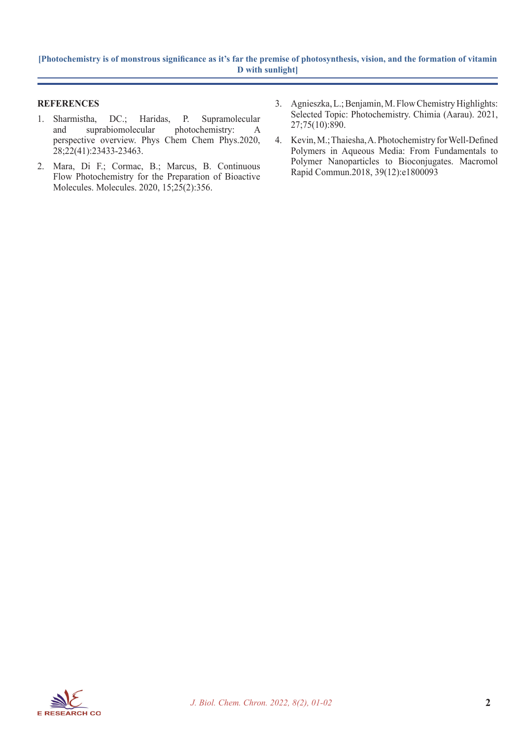## REFERENCES

1. Sharmistha, DC.; Haridas, P. Supramolecular and suprabiomolecular photochemistry: A perspective overview. Phys Chem Chem Phys.2020, 28;22(41):23433-23463.
2. Mara, Di F.; Cormac, B.; Marcus, B. Continuous Flow Photochemistry for the Preparation of Bioactive Molecules. Molecules. 2020, 15;25(2):356.
3. Agnieszka, L.; Benjamin, M. Flow Chemistry Highlights: Selected Topic: Photochemistry. Chimia (Aarau). 2021, 27;75(10):890.
4. Kevin, M.; Thaiesha, A. Photochemistry for Well-Defined Polymers in Aqueous Media: From Fundamentals to Polymer Nanoparticles to Bioconjugates. Macromol Rapid Commun.2018, 39(12):e1800093